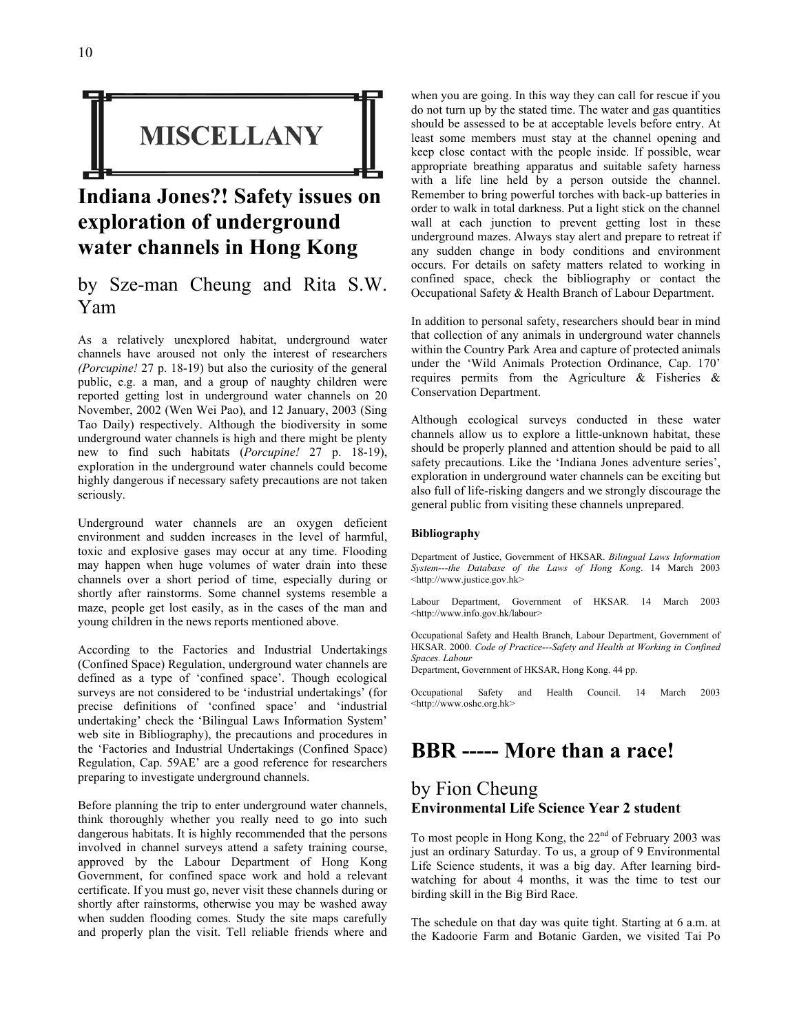# MISCELLANY

## Indiana Jones?! Safety issues on exploration of underground water channels in Hong Kong

### by Sze-man Cheung and Rita S.W. Yam

As a relatively unexplored habitat, underground water channels have aroused not only the interest of researchers *(Porcupine!* 27 p. 18-19) but also the curiosity of the general public, e.g. a man, and a group of naughty children were reported getting lost in underground water channels on 20 November, 2002 (Wen Wei Pao), and 12 January, 2003 (Sing Tao Daily) respectively. Although the biodiversity in some underground water channels is high and there might be plenty new to find such habitats (*Porcupine!* 27 p. 18-19), exploration in the underground water channels could become highly dangerous if necessary safety precautions are not taken seriously.

Underground water channels are an oxygen deficient environment and sudden increases in the level of harmful, toxic and explosive gases may occur at any time. Flooding may happen when huge volumes of water drain into these channels over a short period of time, especially during or shortly after rainstorms. Some channel systems resemble a maze, people get lost easily, as in the cases of the man and young children in the news reports mentioned above.

According to the Factories and Industrial Undertakings (Confined Space) Regulation, underground water channels are defined as a type of 'confined space'. Though ecological surveys are not considered to be 'industrial undertakings' (for precise definitions of 'confined space' and 'industrial undertaking' check the 'Bilingual Laws Information System' web site in Bibliography), the precautions and procedures in the 'Factories and Industrial Undertakings (Confined Space) Regulation, Cap. 59AE' are a good reference for researchers preparing to investigate underground channels.

Before planning the trip to enter underground water channels, think thoroughly whether you really need to go into such dangerous habitats. It is highly recommended that the persons involved in channel surveys attend a safety training course, approved by the Labour Department of Hong Kong Government, for confined space work and hold a relevant certificate. If you must go, never visit these channels during or shortly after rainstorms, otherwise you may be washed away when sudden flooding comes. Study the site maps carefully and properly plan the visit. Tell reliable friends where and when you are going. In this way they can call for rescue if you do not turn up by the stated time. The water and gas quantities should be assessed to be at acceptable levels before entry. At least some members must stay at the channel opening and keep close contact with the people inside. If possible, wear appropriate breathing apparatus and suitable safety harness with a life line held by a person outside the channel. Remember to bring powerful torches with back-up batteries in order to walk in total darkness. Put a light stick on the channel wall at each junction to prevent getting lost in these underground mazes. Always stay alert and prepare to retreat if any sudden change in body conditions and environment occurs. For details on safety matters related to working in confined space, check the bibliography or contact the Occupational Safety & Health Branch of Labour Department.

In addition to personal safety, researchers should bear in mind that collection of any animals in underground water channels within the Country Park Area and capture of protected animals under the 'Wild Animals Protection Ordinance, Cap. 170' requires permits from the Agriculture & Fisheries & Conservation Department.

Although ecological surveys conducted in these water channels allow us to explore a little-unknown habitat, these should be properly planned and attention should be paid to all safety precautions. Like the 'Indiana Jones adventure series', exploration in underground water channels can be exciting but also full of life-risking dangers and we strongly discourage the general public from visiting these channels unprepared.

#### Bibliography

Department of Justice, Government of HKSAR. *Bilingual Laws Information System---the Database of the Laws of Hong Kong*. 14 March 2003 <http://www.justice.gov.hk>

Labour Department, Government of HKSAR. 14 March 2003 <http://www.info.gov.hk/labour>

Occupational Safety and Health Branch, Labour Department, Government of HKSAR. 2000. *Code of Practice---Safety and Health at Working in Confined Spaces. Labour* Department, Government of HKSAR, Hong Kong. 44 pp.

Occupational Safety and Health Council. 14 March 2003 <http://www.oshc.org.hk>

## BBR ----- More than a race!

### by Fion Cheung

**Environmental Life Science Year 2 student**

To most people in Hong Kong, the 22nd of February 2003 was just an ordinary Saturday. To us, a group of 9 Environmental Life Science students, it was a big day. After learning bird-watching for about 4 months, it was the time to test our birding skill in the Big Bird Race.

The schedule on that day was quite tight. Starting at 6 a.m. at the Kadoorie Farm and Botanic Garden, we visited Tai Po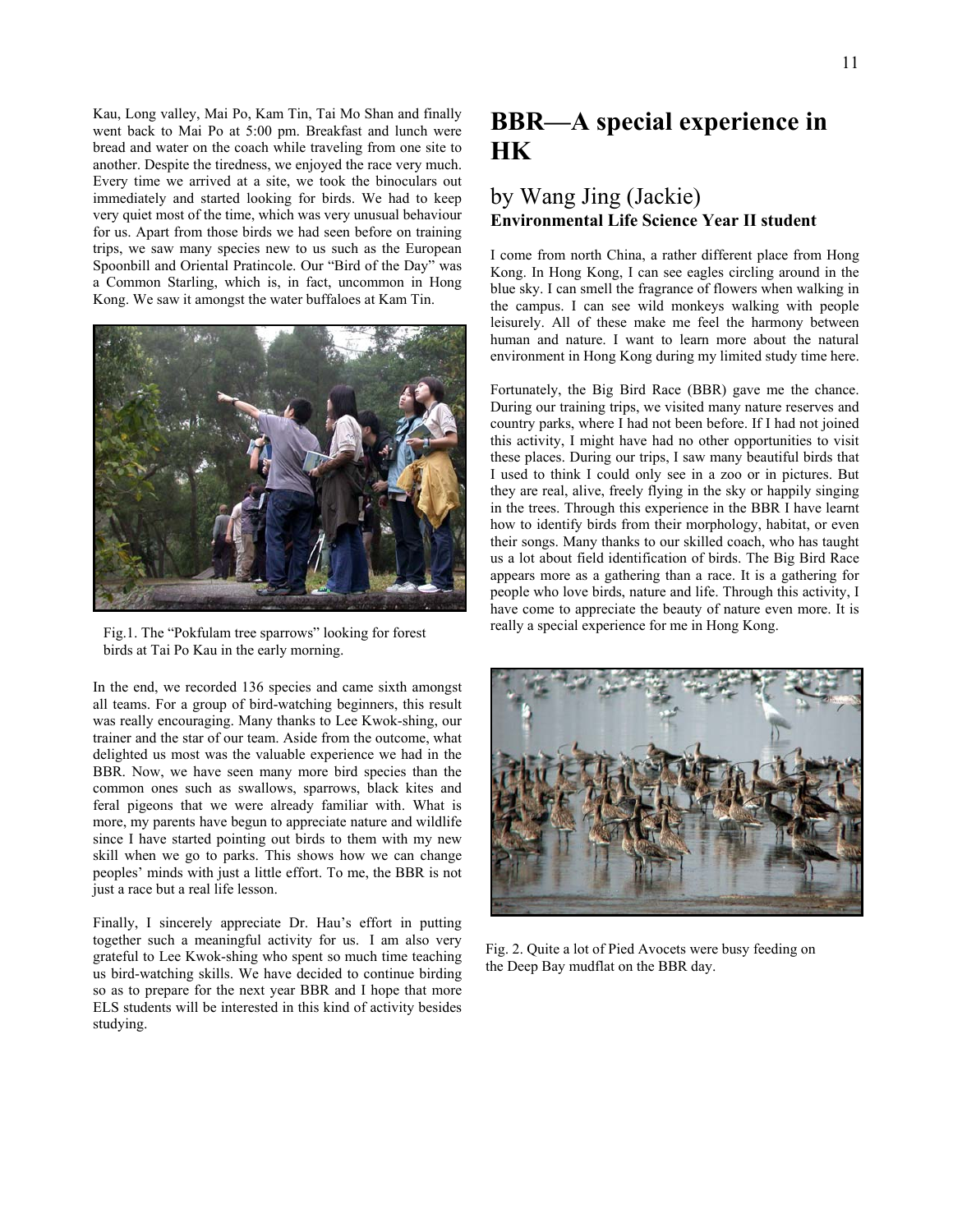Kau, Long valley, Mai Po, Kam Tin, Tai Mo Shan and finally went back to Mai Po at 5:00 pm. Breakfast and lunch were bread and water on the coach while traveling from one site to another. Despite the tiredness, we enjoyed the race very much. Every time we arrived at a site, we took the binoculars out immediately and started looking for birds. We had to keep very quiet most of the time, which was very unusual behaviour for us. Apart from those birds we had seen before on training trips, we saw many species new to us such as the European Spoonbill and Oriental Pratincole. Our "Bird of the Day" was a Common Starling, which is, in fact, uncommon in Hong Kong. We saw it amongst the water buffaloes at Kam Tin.

Fig.1. The "Pokfulam tree sparrows" looking for forest birds at Tai Po Kau in the early morning.

In the end, we recorded 136 species and came sixth amongst all teams. For a group of bird-watching beginners, this result was really encouraging. Many thanks to Lee Kwok-shing, our trainer and the star of our team. Aside from the outcome, what delighted us most was the valuable experience we had in the BBR. Now, we have seen many more bird species than the common ones such as swallows, sparrows, black kites and feral pigeons that we were already familiar with. What is more, my parents have begun to appreciate nature and wildlife since I have started pointing out birds to them with my new skill when we go to parks. This shows how we can change peoples' minds with just a little effort. To me, the BBR is not just a race but a real life lesson.

Finally, I sincerely appreciate Dr. Hau's effort in putting together such a meaningful activity for us. I am also very grateful to Lee Kwok-shing who spent so much time teaching us bird-watching skills. We have decided to continue birding so as to prepare for the next year BBR and I hope that more ELS students will be interested in this kind of activity besides studying.

# BBR—A special experience in HK

## by Wang Jing (Jackie)

**Environmental Life Science Year II student**

I come from north China, a rather different place from Hong Kong. In Hong Kong, I can see eagles circling around in the blue sky. I can smell the fragrance of flowers when walking in the campus. I can see wild monkeys walking with people leisurely. All of these make me feel the harmony between human and nature. I want to learn more about the natural environment in Hong Kong during my limited study time here.

Fortunately, the Big Bird Race (BBR) gave me the chance. During our training trips, we visited many nature reserves and country parks, where I had not been before. If I had not joined this activity, I might have had no other opportunities to visit these places. During our trips, I saw many beautiful birds that I used to think I could only see in a zoo or in pictures. But they are real, alive, freely flying in the sky or happily singing in the trees. Through this experience in the BBR I have learnt how to identify birds from their morphology, habitat, or even their songs. Many thanks to our skilled coach, who has taught us a lot about field identification of birds. The Big Bird Race appears more as a gathering than a race. It is a gathering for people who love birds, nature and life. Through this activity, I have come to appreciate the beauty of nature even more. It is really a special experience for me in Hong Kong.

Fig. 2. Quite a lot of Pied Avocets were busy feeding on the Deep Bay mudflat on the BBR day.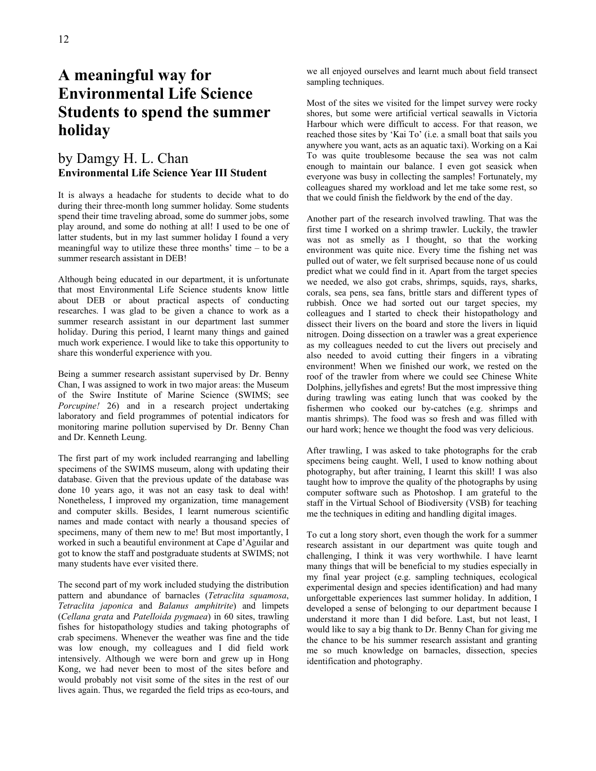# A meaningful way for Environmental Life Science Students to spend the summer holiday

## by Damgy H. L. Chan

**Environmental Life Science Year III Student**

It is always a headache for students to decide what to do during their three-month long summer holiday. Some students spend their time traveling abroad, some do summer jobs, some play around, and some do nothing at all! I used to be one of latter students, but in my last summer holiday I found a very meaningful way to utilize these three months' time – to be a summer research assistant in DEB!

Although being educated in our department, it is unfortunate that most Environmental Life Science students know little about DEB or about practical aspects of conducting researches. I was glad to be given a chance to work as a summer research assistant in our department last summer holiday. During this period, I learnt many things and gained much work experience. I would like to take this opportunity to share this wonderful experience with you.

Being a summer research assistant supervised by Dr. Benny Chan, I was assigned to work in two major areas: the Museum of the Swire Institute of Marine Science (SWIMS; see *Porcupine!* 26) and in a research project undertaking laboratory and field programmes of potential indicators for monitoring marine pollution supervised by Dr. Benny Chan and Dr. Kenneth Leung.

The first part of my work included rearranging and labelling specimens of the SWIMS museum, along with updating their database. Given that the previous update of the database was done 10 years ago, it was not an easy task to deal with! Nonetheless, I improved my organization, time management and computer skills. Besides, I learnt numerous scientific names and made contact with nearly a thousand species of specimens, many of them new to me! But most importantly, I worked in such a beautiful environment at Cape d'Aguilar and got to know the staff and postgraduate students at SWIMS; not many students have ever visited there.

The second part of my work included studying the distribution pattern and abundance of barnacles (*Tetraclita squamosa*, *Tetraclita japonica* and *Balanus amphitrite*) and limpets (*Cellana grata* and *Patelloida pygmaea*) in 60 sites, trawling fishes for histopathology studies and taking photographs of crab specimens. Whenever the weather was fine and the tide was low enough, my colleagues and I did field work intensively. Although we were born and grew up in Hong Kong, we had never been to most of the sites before and would probably not visit some of the sites in the rest of our lives again. Thus, we regarded the field trips as eco-tours, and we all enjoyed ourselves and learnt much about field transect sampling techniques.

Most of the sites we visited for the limpet survey were rocky shores, but some were artificial vertical seawalls in Victoria Harbour which were difficult to access. For that reason, we reached those sites by 'Kai To' (i.e. a small boat that sails you anywhere you want, acts as an aquatic taxi). Working on a Kai To was quite troublesome because the sea was not calm enough to maintain our balance. I even got seasick when everyone was busy in collecting the samples! Fortunately, my colleagues shared my workload and let me take some rest, so that we could finish the fieldwork by the end of the day.

Another part of the research involved trawling. That was the first time I worked on a shrimp trawler. Luckily, the trawler was not as smelly as I thought, so that the working environment was quite nice. Every time the fishing net was pulled out of water, we felt surprised because none of us could predict what we could find in it. Apart from the target species we needed, we also got crabs, shrimps, squids, rays, sharks, corals, sea pens, sea fans, brittle stars and different types of rubbish. Once we had sorted out our target species, my colleagues and I started to check their histopathology and dissect their livers on the board and store the livers in liquid nitrogen. Doing dissection on a trawler was a great experience as my colleagues needed to cut the livers out precisely and also needed to avoid cutting their fingers in a vibrating environment! When we finished our work, we rested on the roof of the trawler from where we could see Chinese White Dolphins, jellyfishes and egrets! But the most impressive thing during trawling was eating lunch that was cooked by the fishermen who cooked our by-catches (e.g. shrimps and mantis shrimps). The food was so fresh and was filled with our hard work; hence we thought the food was very delicious.

After trawling, I was asked to take photographs for the crab specimens being caught. Well, I used to know nothing about photography, but after training, I learnt this skill! I was also taught how to improve the quality of the photographs by using computer software such as Photoshop. I am grateful to the staff in the Virtual School of Biodiversity (VSB) for teaching me the techniques in editing and handling digital images.

To cut a long story short, even though the work for a summer research assistant in our department was quite tough and challenging, I think it was very worthwhile. I have learnt many things that will be beneficial to my studies especially in my final year project (e.g. sampling techniques, ecological experimental design and species identification) and had many unforgettable experiences last summer holiday. In addition, I developed a sense of belonging to our department because I understand it more than I did before. Last, but not least, I would like to say a big thank to Dr. Benny Chan for giving me the chance to be his summer research assistant and granting me so much knowledge on barnacles, dissection, species identification and photography.